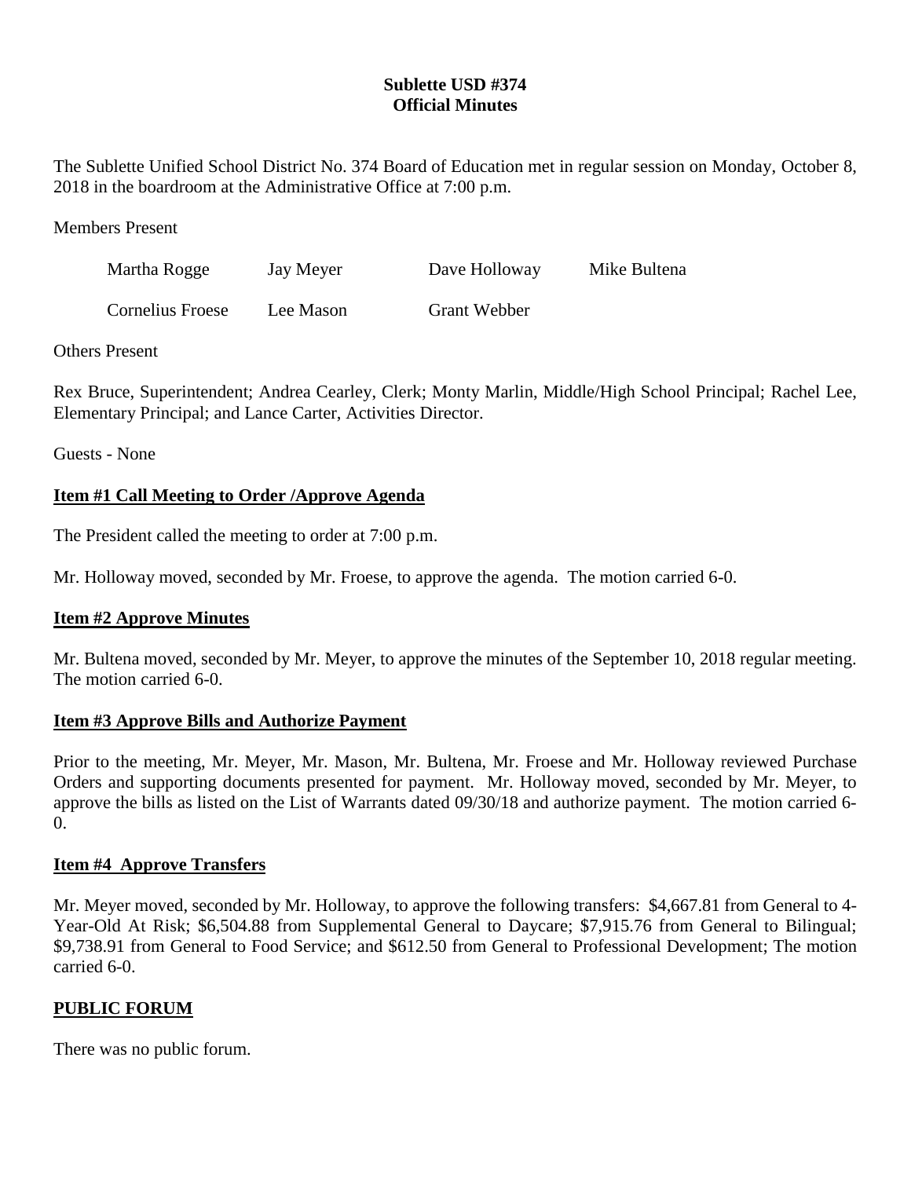**Sublette USD #374**
**Official Minutes**

The Sublette Unified School District No. 374 Board of Education met in regular session on Monday, October 8, 2018 in the boardroom at the Administrative Office at 7:00 p.m.

Members Present

| Martha Rogge | Jay Meyer | Dave Holloway | Mike Bultena |
|---|---|---|---|
| Cornelius Froese | Lee Mason | Grant Webber | |

Others Present

Rex Bruce, Superintendent; Andrea Cearley, Clerk; Monty Marlin, Middle/High School Principal; Rachel Lee, Elementary Principal; and Lance Carter, Activities Director.

Guests - None

**Item #1 Call Meeting to Order /Approve Agenda**

The President called the meeting to order at 7:00 p.m.

Mr. Holloway moved, seconded by Mr. Froese, to approve the agenda. The motion carried 6-0.

**Item #2 Approve Minutes**

Mr. Bultena moved, seconded by Mr. Meyer, to approve the minutes of the September 10, 2018 regular meeting. The motion carried 6-0.

**Item #3 Approve Bills and Authorize Payment**

Prior to the meeting, Mr. Meyer, Mr. Mason, Mr. Bultena, Mr. Froese and Mr. Holloway reviewed Purchase Orders and supporting documents presented for payment. Mr. Holloway moved, seconded by Mr. Meyer, to approve the bills as listed on the List of Warrants dated 09/30/18 and authorize payment. The motion carried 6-0.

**Item #4 Approve Transfers**

Mr. Meyer moved, seconded by Mr. Holloway, to approve the following transfers: $4,667.81 from General to 4-Year-Old At Risk; $6,504.88 from Supplemental General to Daycare; $7,915.76 from General to Bilingual; $9,738.91 from General to Food Service; and $612.50 from General to Professional Development; The motion carried 6-0.

**PUBLIC FORUM**

There was no public forum.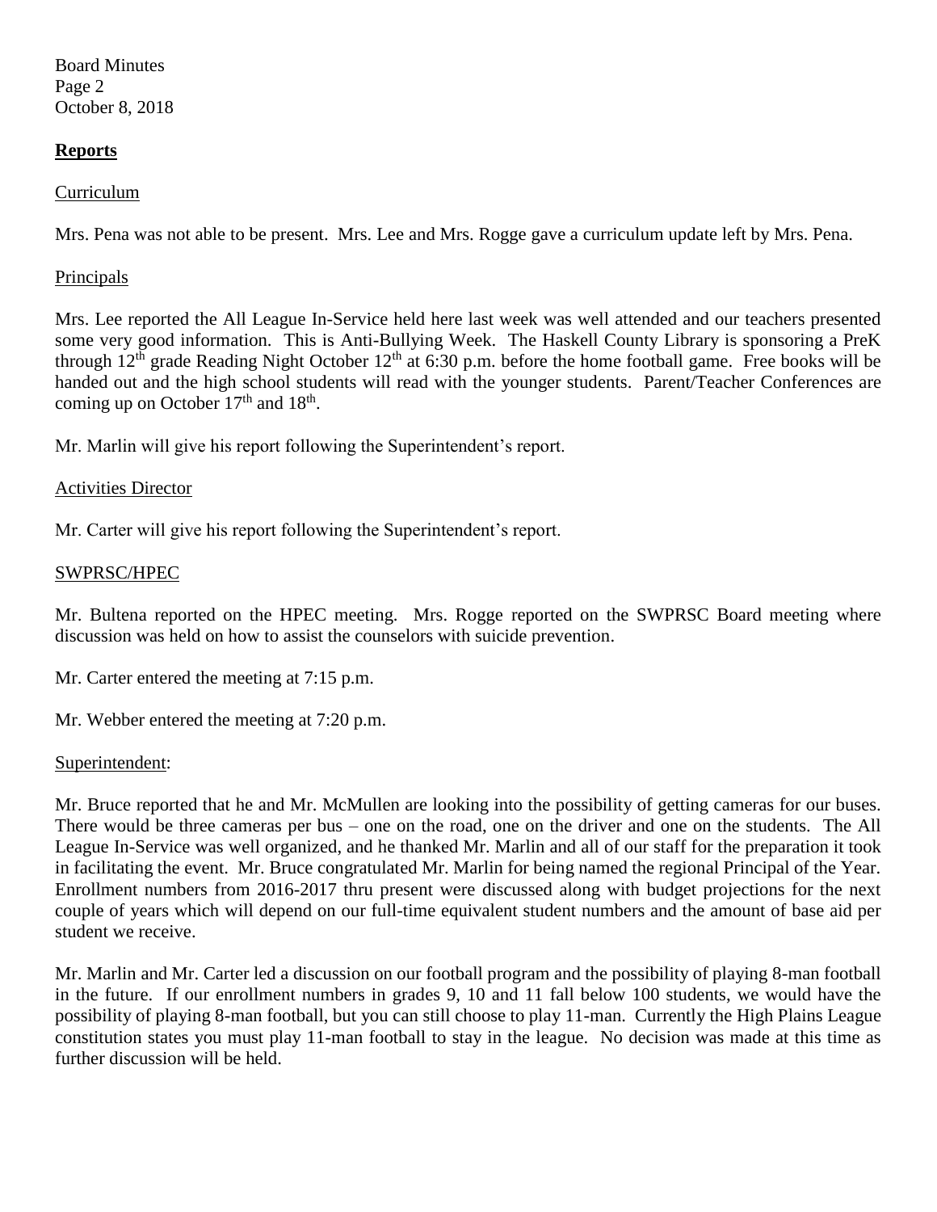## Reports

Curriculum

Mrs. Pena was not able to be present. Mrs. Lee and Mrs. Rogge gave a curriculum update left by Mrs. Pena.

Principals

Mrs. Lee reported the All League In-Service held here last week was well attended and our teachers presented some very good information. This is Anti-Bullying Week. The Haskell County Library is sponsoring a PreK through 12th grade Reading Night October 12th at 6:30 p.m. before the home football game. Free books will be handed out and the high school students will read with the younger students. Parent/Teacher Conferences are coming up on October 17th and 18th.

Mr. Marlin will give his report following the Superintendent's report.

Activities Director

Mr. Carter will give his report following the Superintendent's report.

SWPRSC/HPEC

Mr. Bultena reported on the HPEC meeting. Mrs. Rogge reported on the SWPRSC Board meeting where discussion was held on how to assist the counselors with suicide prevention.

Mr. Carter entered the meeting at 7:15 p.m.

Mr. Webber entered the meeting at 7:20 p.m.

Superintendent:

Mr. Bruce reported that he and Mr. McMullen are looking into the possibility of getting cameras for our buses. There would be three cameras per bus – one on the road, one on the driver and one on the students. The All League In-Service was well organized, and he thanked Mr. Marlin and all of our staff for the preparation it took in facilitating the event. Mr. Bruce congratulated Mr. Marlin for being named the regional Principal of the Year. Enrollment numbers from 2016-2017 thru present were discussed along with budget projections for the next couple of years which will depend on our full-time equivalent student numbers and the amount of base aid per student we receive.

Mr. Marlin and Mr. Carter led a discussion on our football program and the possibility of playing 8-man football in the future. If our enrollment numbers in grades 9, 10 and 11 fall below 100 students, we would have the possibility of playing 8-man football, but you can still choose to play 11-man. Currently the High Plains League constitution states you must play 11-man football to stay in the league. No decision was made at this time as further discussion will be held.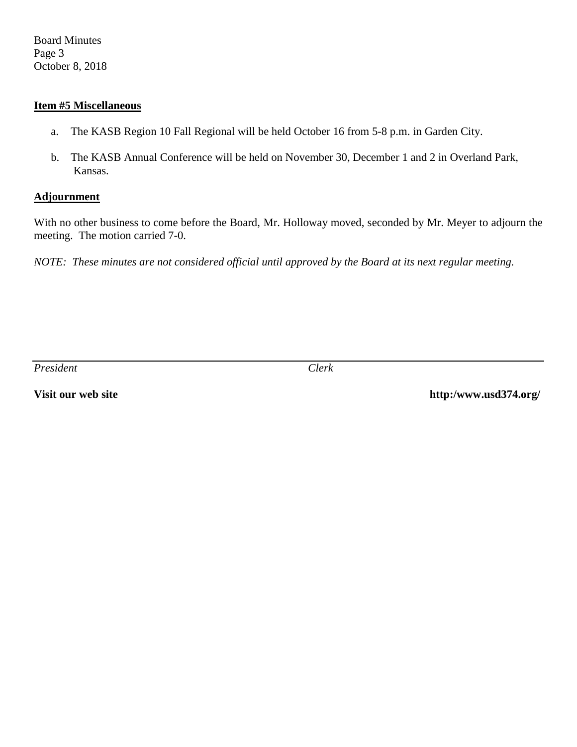**Item #5 Miscellaneous**

a. The KASB Region 10 Fall Regional will be held October 16 from 5-8 p.m. in Garden City.

b. The KASB Annual Conference will be held on November 30, December 1 and 2 in Overland Park, Kansas.

**Adjournment**

With no other business to come before the Board, Mr. Holloway moved, seconded by Mr. Meyer to adjourn the meeting. The motion carried 7-0.

*NOTE: These minutes are not considered official until approved by the Board at its next regular meeting.*

*President* *Clerk*

**Visit our web site** **http:/www.usd374.org/**